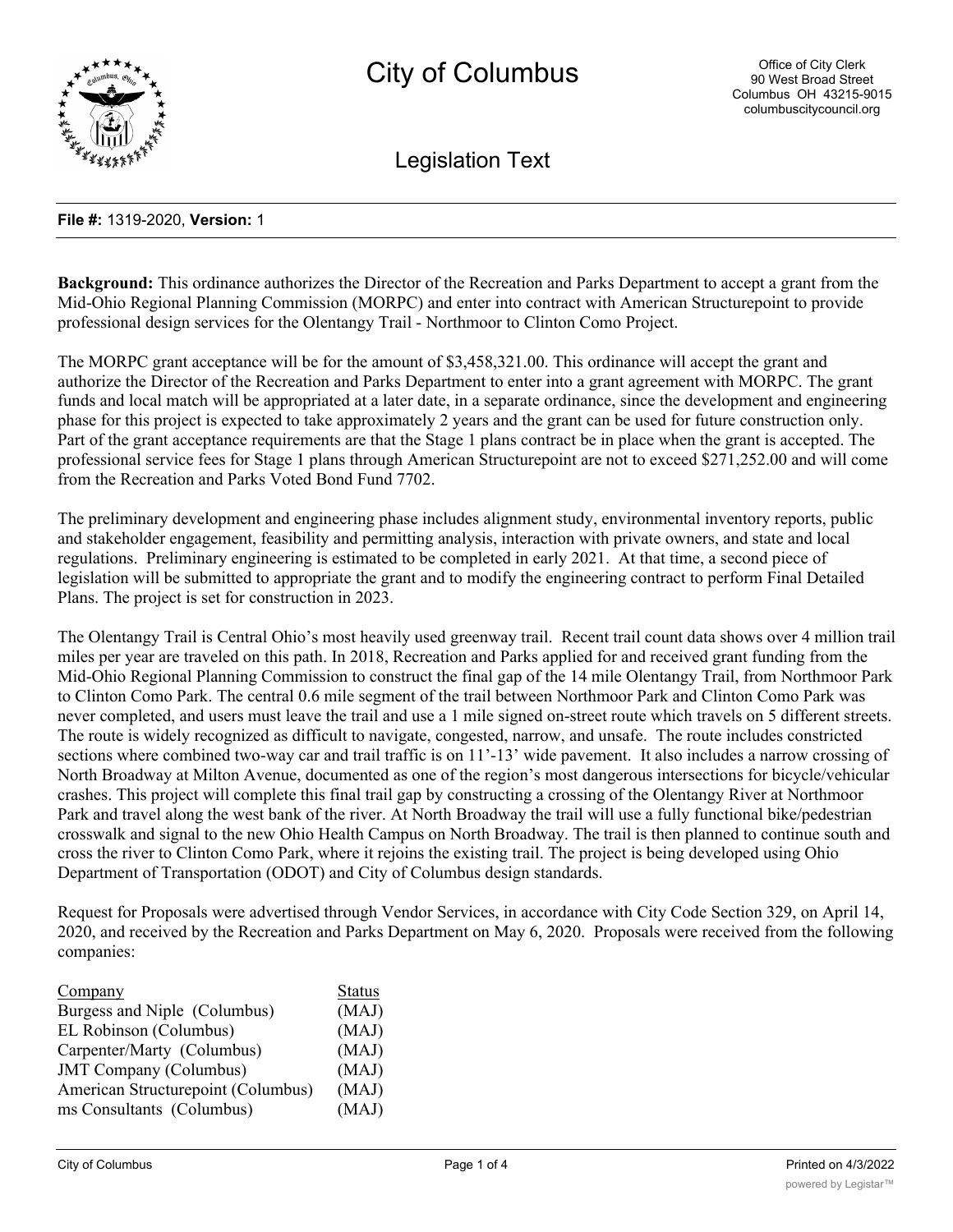# City of Columbus

Office of City Clerk
90 West Broad Street
Columbus OH 43215-9015
columbuscitycouncil.org

## Legislation Text

**File #:** 1319-2020, **Version:** 1

**Background:** This ordinance authorizes the Director of the Recreation and Parks Department to accept a grant from the Mid-Ohio Regional Planning Commission (MORPC) and enter into contract with American Structurepoint to provide professional design services for the Olentangy Trail - Northmoor to Clinton Como Project.

The MORPC grant acceptance will be for the amount of $3,458,321.00. This ordinance will accept the grant and authorize the Director of the Recreation and Parks Department to enter into a grant agreement with MORPC. The grant funds and local match will be appropriated at a later date, in a separate ordinance, since the development and engineering phase for this project is expected to take approximately 2 years and the grant can be used for future construction only. Part of the grant acceptance requirements are that the Stage 1 plans contract be in place when the grant is accepted. The professional service fees for Stage 1 plans through American Structurepoint are not to exceed $271,252.00 and will come from the Recreation and Parks Voted Bond Fund 7702.

The preliminary development and engineering phase includes alignment study, environmental inventory reports, public and stakeholder engagement, feasibility and permitting analysis, interaction with private owners, and state and local regulations. Preliminary engineering is estimated to be completed in early 2021. At that time, a second piece of legislation will be submitted to appropriate the grant and to modify the engineering contract to perform Final Detailed Plans. The project is set for construction in 2023.

The Olentangy Trail is Central Ohio's most heavily used greenway trail. Recent trail count data shows over 4 million trail miles per year are traveled on this path. In 2018, Recreation and Parks applied for and received grant funding from the Mid-Ohio Regional Planning Commission to construct the final gap of the 14 mile Olentangy Trail, from Northmoor Park to Clinton Como Park. The central 0.6 mile segment of the trail between Northmoor Park and Clinton Como Park was never completed, and users must leave the trail and use a 1 mile signed on-street route which travels on 5 different streets. The route is widely recognized as difficult to navigate, congested, narrow, and unsafe. The route includes constricted sections where combined two-way car and trail traffic is on 11'-13' wide pavement. It also includes a narrow crossing of North Broadway at Milton Avenue, documented as one of the region's most dangerous intersections for bicycle/vehicular crashes. This project will complete this final trail gap by constructing a crossing of the Olentangy River at Northmoor Park and travel along the west bank of the river. At North Broadway the trail will use a fully functional bike/pedestrian crosswalk and signal to the new Ohio Health Campus on North Broadway. The trail is then planned to continue south and cross the river to Clinton Como Park, where it rejoins the existing trail. The project is being developed using Ohio Department of Transportation (ODOT) and City of Columbus design standards.

Request for Proposals were advertised through Vendor Services, in accordance with City Code Section 329, on April 14, 2020, and received by the Recreation and Parks Department on May 6, 2020. Proposals were received from the following companies:

| Company | Status |
|---|---|
| Burgess and Niple (Columbus) | (MAJ) |
| EL Robinson (Columbus) | (MAJ) |
| Carpenter/Marty (Columbus) | (MAJ) |
| JMT Company (Columbus) | (MAJ) |
| American Structurepoint (Columbus) | (MAJ) |
| ms Consultants (Columbus) | (MAJ) |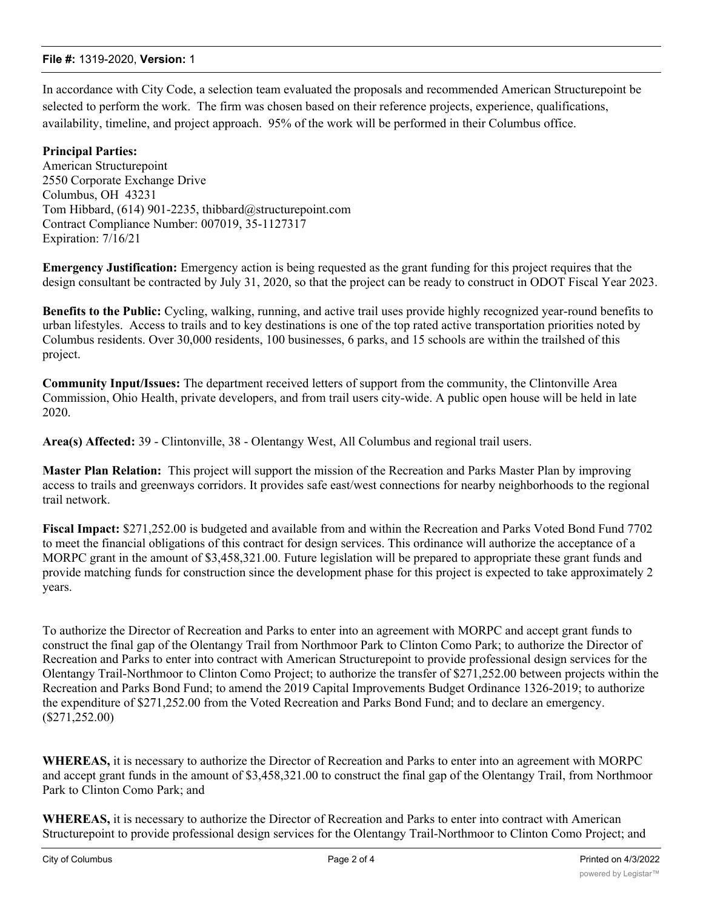In accordance with City Code, a selection team evaluated the proposals and recommended American Structurepoint be selected to perform the work. The firm was chosen based on their reference projects, experience, qualifications, availability, timeline, and project approach. 95% of the work will be performed in their Columbus office.

**Principal Parties:**
American Structurepoint
2550 Corporate Exchange Drive
Columbus, OH 43231
Tom Hibbard, (614) 901-2235, thibbard@structurepoint.com
Contract Compliance Number: 007019, 35-1127317
Expiration: 7/16/21

**Emergency Justification:** Emergency action is being requested as the grant funding for this project requires that the design consultant be contracted by July 31, 2020, so that the project can be ready to construct in ODOT Fiscal Year 2023.

**Benefits to the Public:** Cycling, walking, running, and active trail uses provide highly recognized year-round benefits to urban lifestyles. Access to trails and to key destinations is one of the top rated active transportation priorities noted by Columbus residents. Over 30,000 residents, 100 businesses, 6 parks, and 15 schools are within the trailshed of this project.

**Community Input/Issues:** The department received letters of support from the community, the Clintonville Area Commission, Ohio Health, private developers, and from trail users city-wide. A public open house will be held in late 2020.

**Area(s) Affected:** 39 - Clintonville, 38 - Olentangy West, All Columbus and regional trail users.

**Master Plan Relation:** This project will support the mission of the Recreation and Parks Master Plan by improving access to trails and greenways corridors. It provides safe east/west connections for nearby neighborhoods to the regional trail network.

**Fiscal Impact:** $271,252.00 is budgeted and available from and within the Recreation and Parks Voted Bond Fund 7702 to meet the financial obligations of this contract for design services. This ordinance will authorize the acceptance of a MORPC grant in the amount of $3,458,321.00. Future legislation will be prepared to appropriate these grant funds and provide matching funds for construction since the development phase for this project is expected to take approximately 2 years.

To authorize the Director of Recreation and Parks to enter into an agreement with MORPC and accept grant funds to construct the final gap of the Olentangy Trail from Northmoor Park to Clinton Como Park; to authorize the Director of Recreation and Parks to enter into contract with American Structurepoint to provide professional design services for the Olentangy Trail-Northmoor to Clinton Como Project; to authorize the transfer of $271,252.00 between projects within the Recreation and Parks Bond Fund; to amend the 2019 Capital Improvements Budget Ordinance 1326-2019; to authorize the expenditure of $271,252.00 from the Voted Recreation and Parks Bond Fund; and to declare an emergency. ($271,252.00)

**WHEREAS,** it is necessary to authorize the Director of Recreation and Parks to enter into an agreement with MORPC and accept grant funds in the amount of $3,458,321.00 to construct the final gap of the Olentangy Trail, from Northmoor Park to Clinton Como Park; and

**WHEREAS,** it is necessary to authorize the Director of Recreation and Parks to enter into contract with American Structurepoint to provide professional design services for the Olentangy Trail-Northmoor to Clinton Como Project; and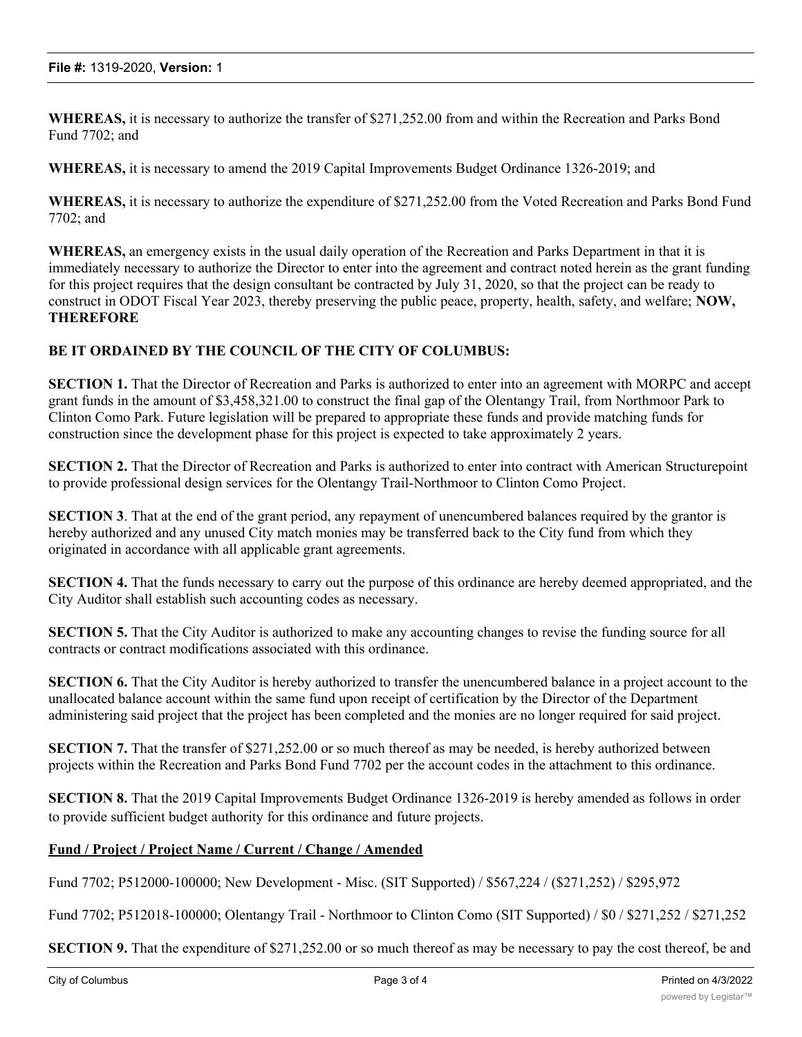**WHEREAS,** it is necessary to authorize the transfer of $271,252.00 from and within the Recreation and Parks Bond Fund 7702; and

**WHEREAS,** it is necessary to amend the 2019 Capital Improvements Budget Ordinance 1326-2019; and

**WHEREAS,** it is necessary to authorize the expenditure of $271,252.00 from the Voted Recreation and Parks Bond Fund 7702; and

**WHEREAS,** an emergency exists in the usual daily operation of the Recreation and Parks Department in that it is immediately necessary to authorize the Director to enter into the agreement and contract noted herein as the grant funding for this project requires that the design consultant be contracted by July 31, 2020, so that the project can be ready to construct in ODOT Fiscal Year 2023, thereby preserving the public peace, property, health, safety, and welfare; **NOW, THEREFORE**

**BE IT ORDAINED BY THE COUNCIL OF THE CITY OF COLUMBUS:**

**SECTION 1.** That the Director of Recreation and Parks is authorized to enter into an agreement with MORPC and accept grant funds in the amount of $3,458,321.00 to construct the final gap of the Olentangy Trail, from Northmoor Park to Clinton Como Park. Future legislation will be prepared to appropriate these funds and provide matching funds for construction since the development phase for this project is expected to take approximately 2 years.

**SECTION 2.** That the Director of Recreation and Parks is authorized to enter into contract with American Structurepoint to provide professional design services for the Olentangy Trail-Northmoor to Clinton Como Project.

**SECTION 3**. That at the end of the grant period, any repayment of unencumbered balances required by the grantor is hereby authorized and any unused City match monies may be transferred back to the City fund from which they originated in accordance with all applicable grant agreements.

**SECTION 4.** That the funds necessary to carry out the purpose of this ordinance are hereby deemed appropriated, and the City Auditor shall establish such accounting codes as necessary.

**SECTION 5.** That the City Auditor is authorized to make any accounting changes to revise the funding source for all contracts or contract modifications associated with this ordinance.

**SECTION 6.** That the City Auditor is hereby authorized to transfer the unencumbered balance in a project account to the unallocated balance account within the same fund upon receipt of certification by the Director of the Department administering said project that the project has been completed and the monies are no longer required for said project.

**SECTION 7.** That the transfer of $271,252.00 or so much thereof as may be needed, is hereby authorized between projects within the Recreation and Parks Bond Fund 7702 per the account codes in the attachment to this ordinance.

**SECTION 8.** That the 2019 Capital Improvements Budget Ordinance 1326-2019 is hereby amended as follows in order to provide sufficient budget authority for this ordinance and future projects.

**Fund / Project / Project Name / Current / Change / Amended**

Fund 7702; P512000-100000; New Development - Misc. (SIT Supported) / $567,224 / ($271,252) / $295,972

Fund 7702; P512018-100000; Olentangy Trail - Northmoor to Clinton Como (SIT Supported) / $0 / $271,252 / $271,252

**SECTION 9.** That the expenditure of $271,252.00 or so much thereof as may be necessary to pay the cost thereof, be and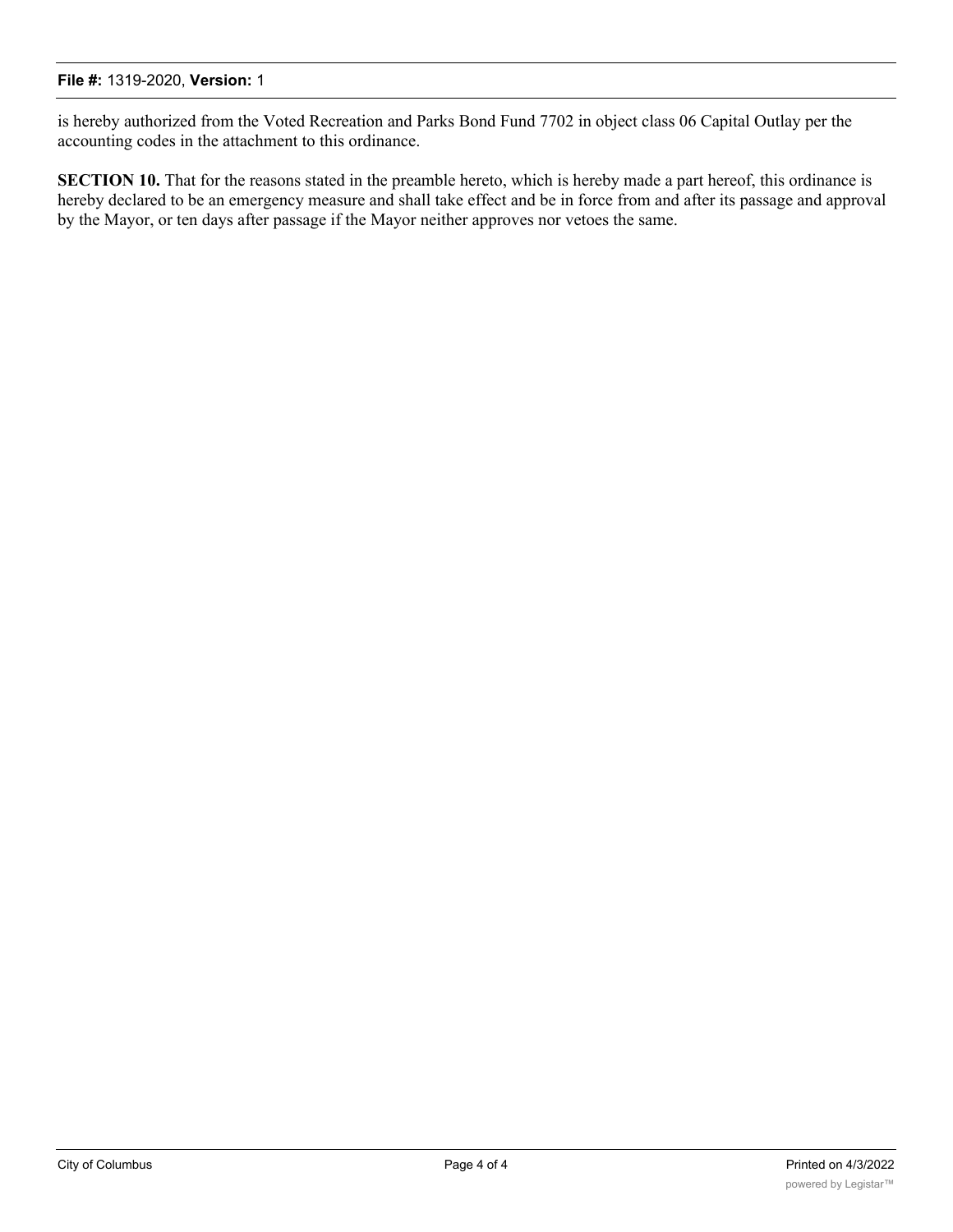is hereby authorized from the Voted Recreation and Parks Bond Fund 7702 in object class 06 Capital Outlay per the accounting codes in the attachment to this ordinance.

**SECTION 10.** That for the reasons stated in the preamble hereto, which is hereby made a part hereof, this ordinance is hereby declared to be an emergency measure and shall take effect and be in force from and after its passage and approval by the Mayor, or ten days after passage if the Mayor neither approves nor vetoes the same.